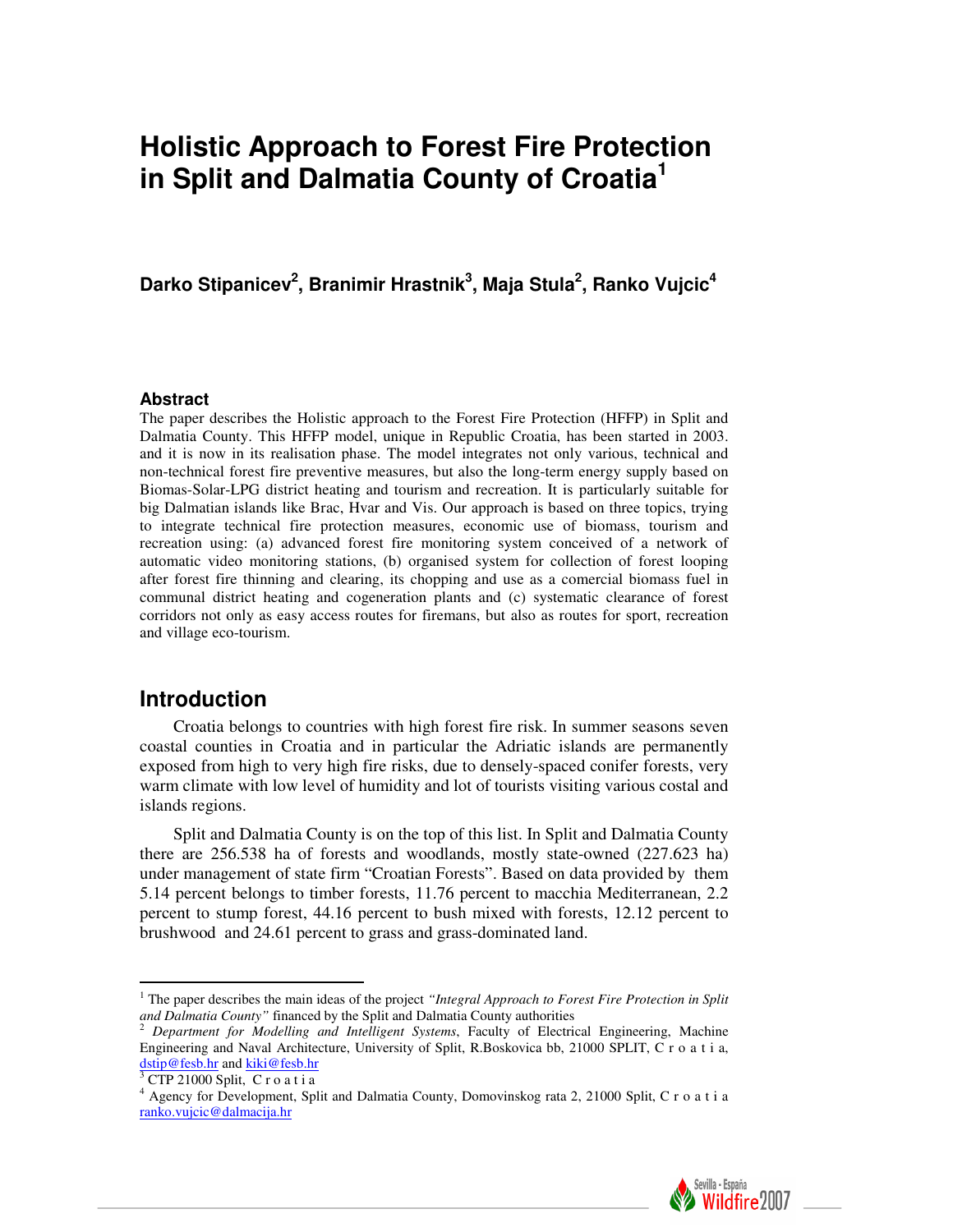# Holistic Approach to Forest Fire Protection in Split and Dalmatia County of Croatia[1]

**Darko Stipanicev[2], Branimir Hrastnik[3], Maja Stula[2], Ranko Vujcic[4]**

### Abstract

The paper describes the Holistic approach to the Forest Fire Protection (HFFP) in Split and Dalmatia County. This HFFP model, unique in Republic Croatia, has been started in 2003. and it is now in its realisation phase. The model integrates not only various, technical and non-technical forest fire preventive measures, but also the long-term energy supply based on Biomas-Solar-LPG district heating and tourism and recreation. It is particularly suitable for big Dalmatian islands like Brac, Hvar and Vis. Our approach is based on three topics, trying to integrate technical fire protection measures, economic use of biomass, tourism and recreation using: (a) advanced forest fire monitoring system conceived of a network of automatic video monitoring stations, (b) organised system for collection of forest looping after forest fire thinning and clearing, its chopping and use as a comercial biomass fuel in communal district heating and cogeneration plants and (c) systematic clearance of forest corridors not only as easy access routes for firemans, but also as routes for sport, recreation and village eco-tourism.

## Introduction

Croatia belongs to countries with high forest fire risk. In summer seasons seven coastal counties in Croatia and in particular the Adriatic islands are permanently exposed from high to very high fire risks, due to densely-spaced conifer forests, very warm climate with low level of humidity and lot of tourists visiting various costal and islands regions.

Split and Dalmatia County is on the top of this list. In Split and Dalmatia County there are 256.538 ha of forests and woodlands, mostly state-owned (227.623 ha) under management of state firm "Croatian Forests". Based on data provided by them 5.14 percent belongs to timber forests, 11.76 percent to macchia Mediterranean, 2.2 percent to stump forest, 44.16 percent to bush mixed with forests, 12.12 percent to brushwood and 24.61 percent to grass and grass-dominated land.

---

[1] The paper describes the main ideas of the project *"Integral Approach to Forest Fire Protection in Split and Dalmatia County"* financed by the Split and Dalmatia County authorities

[2] *Department for Modelling and Intelligent Systems*, Faculty of Electrical Engineering, Machine Engineering and Naval Architecture, University of Split, R.Boskovica bb, 21000 SPLIT, C r o a t i a, dstip@fesb.hr and kiki@fesb.hr

[3] CTP 21000 Split, C r o a t i a

[4] Agency for Development, Split and Dalmatia County, Domovinskog rata 2, 21000 Split, C r o a t i a ranko.vujcic@dalmacija.hr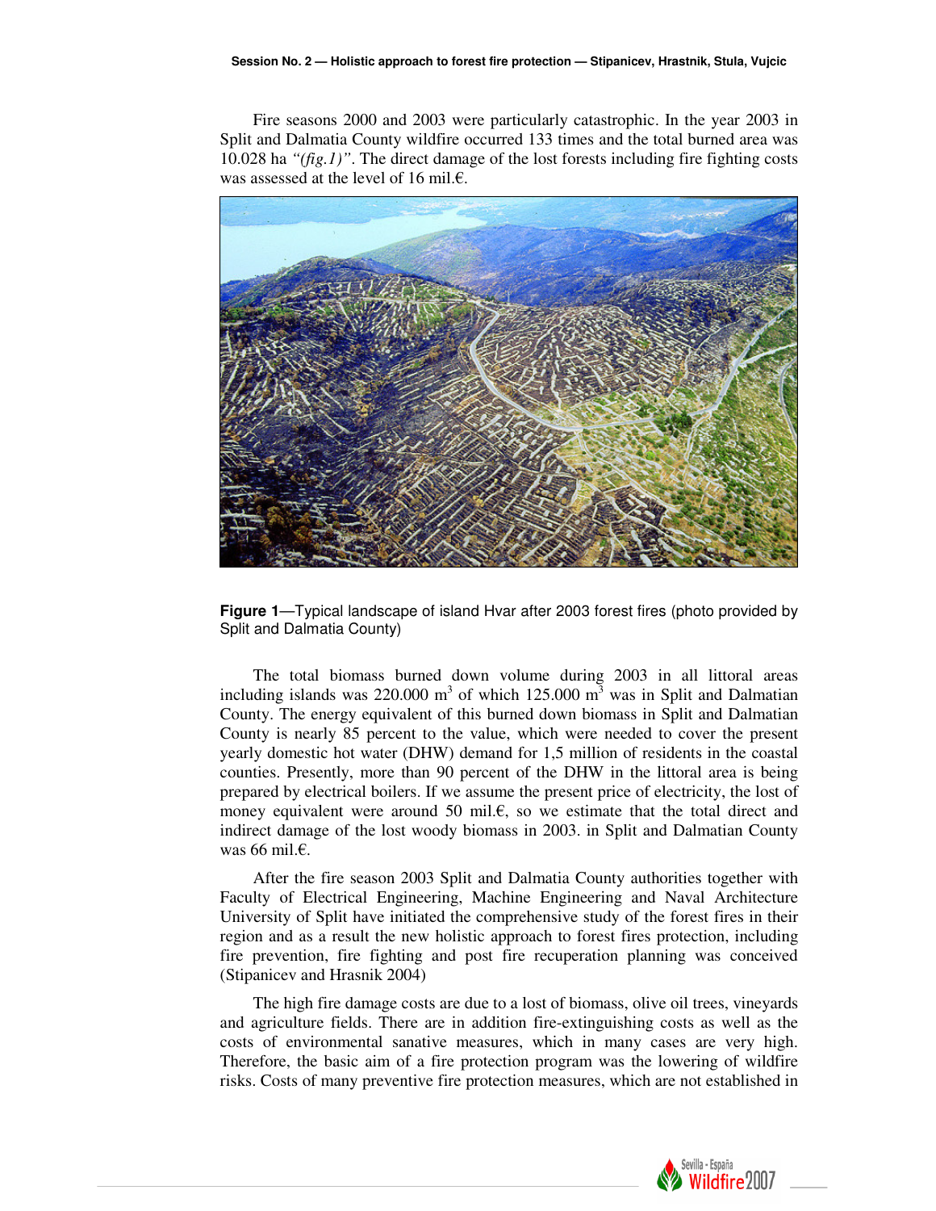Fire seasons 2000 and 2003 were particularly catastrophic. In the year 2003 in Split and Dalmatia County wildfire occurred 133 times and the total burned area was 10.028 ha *"(fig.1)"*. The direct damage of the lost forests including fire fighting costs was assessed at the level of 16 mil.€.

**Figure 1**—Typical landscape of island Hvar after 2003 forest fires (photo provided by Split and Dalmatia County)

The total biomass burned down volume during 2003 in all littoral areas including islands was 220.000 $m^3$ of which 125.000 $m^3$ was in Split and Dalmatian County. The energy equivalent of this burned down biomass in Split and Dalmatian County is nearly 85 percent to the value, which were needed to cover the present yearly domestic hot water (DHW) demand for 1,5 million of residents in the coastal counties. Presently, more than 90 percent of the DHW in the littoral area is being prepared by electrical boilers. If we assume the present price of electricity, the lost of money equivalent were around 50 mil.€, so we estimate that the total direct and indirect damage of the lost woody biomass in 2003. in Split and Dalmatian County was 66 mil.€.

After the fire season 2003 Split and Dalmatia County authorities together with Faculty of Electrical Engineering, Machine Engineering and Naval Architecture University of Split have initiated the comprehensive study of the forest fires in their region and as a result the new holistic approach to forest fires protection, including fire prevention, fire fighting and post fire recuperation planning was conceived (Stipanicev and Hrasnik 2004)

The high fire damage costs are due to a lost of biomass, olive oil trees, vineyards and agriculture fields. There are in addition fire-extinguishing costs as well as the costs of environmental sanative measures, which in many cases are very high. Therefore, the basic aim of a fire protection program was the lowering of wildfire risks. Costs of many preventive fire protection measures, which are not established in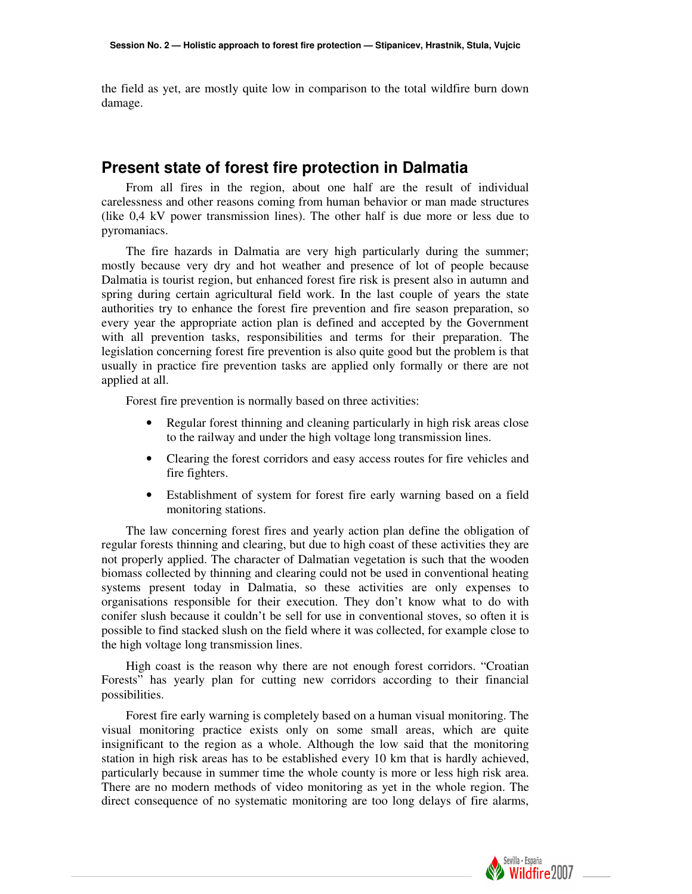the field as yet, are mostly quite low in comparison to the total wildfire burn down damage.

## Present state of forest fire protection in Dalmatia

From all fires in the region, about one half are the result of individual carelessness and other reasons coming from human behavior or man made structures (like 0,4 kV power transmission lines). The other half is due more or less due to pyromaniacs.

The fire hazards in Dalmatia are very high particularly during the summer; mostly because very dry and hot weather and presence of lot of people because Dalmatia is tourist region, but enhanced forest fire risk is present also in autumn and spring during certain agricultural field work. In the last couple of years the state authorities try to enhance the forest fire prevention and fire season preparation, so every year the appropriate action plan is defined and accepted by the Government with all prevention tasks, responsibilities and terms for their preparation. The legislation concerning forest fire prevention is also quite good but the problem is that usually in practice fire prevention tasks are applied only formally or there are not applied at all.

Forest fire prevention is normally based on three activities:

- Regular forest thinning and cleaning particularly in high risk areas close to the railway and under the high voltage long transmission lines.
- Clearing the forest corridors and easy access routes for fire vehicles and fire fighters.
- Establishment of system for forest fire early warning based on a field monitoring stations.

The law concerning forest fires and yearly action plan define the obligation of regular forests thinning and clearing, but due to high coast of these activities they are not properly applied. The character of Dalmatian vegetation is such that the wooden biomass collected by thinning and clearing could not be used in conventional heating systems present today in Dalmatia, so these activities are only expenses to organisations responsible for their execution. They don't know what to do with conifer slush because it couldn't be sell for use in conventional stoves, so often it is possible to find stacked slush on the field where it was collected, for example close to the high voltage long transmission lines.

High coast is the reason why there are not enough forest corridors. "Croatian Forests" has yearly plan for cutting new corridors according to their financial possibilities.

Forest fire early warning is completely based on a human visual monitoring. The visual monitoring practice exists only on some small areas, which are quite insignificant to the region as a whole. Although the low said that the monitoring station in high risk areas has to be established every 10 km that is hardly achieved, particularly because in summer time the whole county is more or less high risk area. There are no modern methods of video monitoring as yet in the whole region. The direct consequence of no systematic monitoring are too long delays of fire alarms,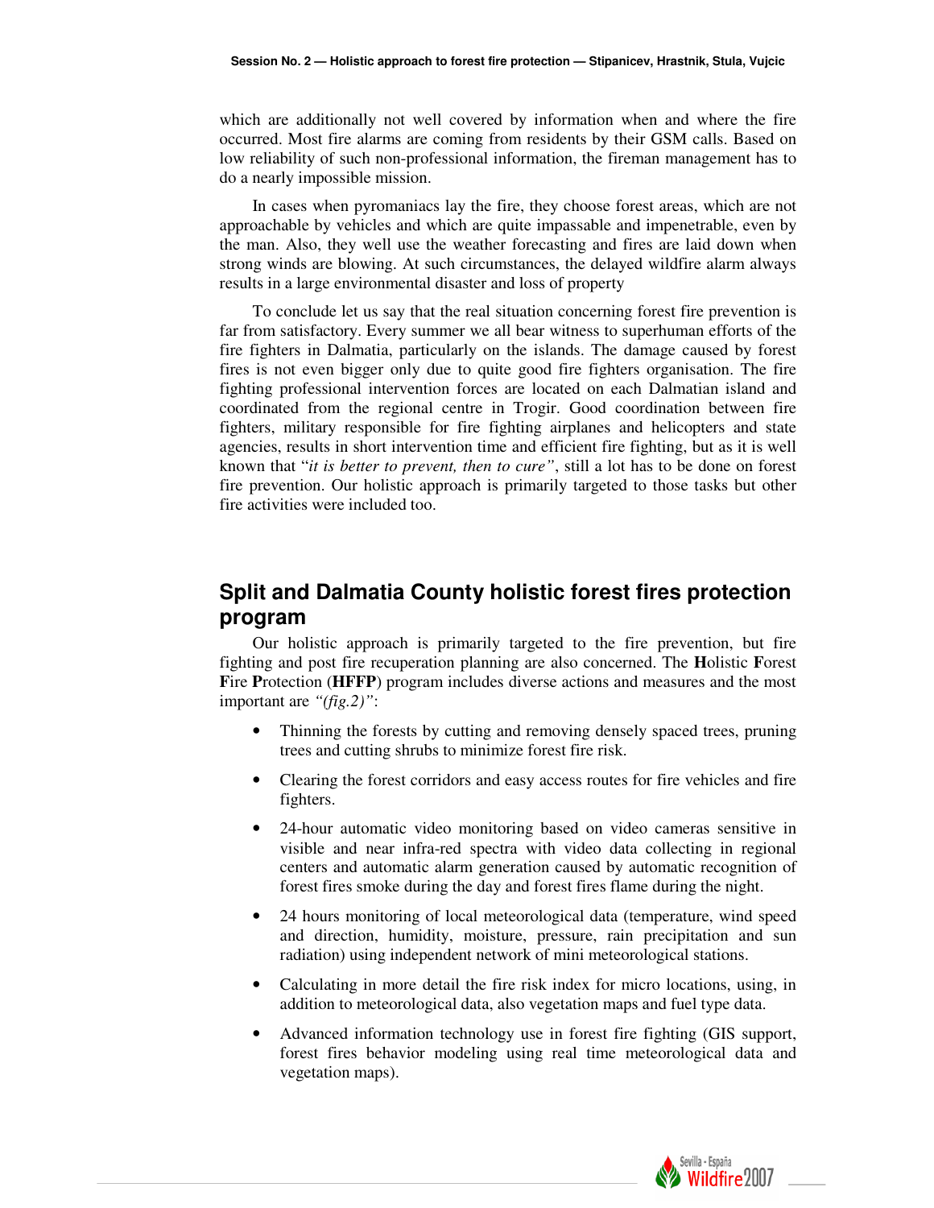which are additionally not well covered by information when and where the fire occurred. Most fire alarms are coming from residents by their GSM calls. Based on low reliability of such non-professional information, the fireman management has to do a nearly impossible mission.

In cases when pyromaniacs lay the fire, they choose forest areas, which are not approachable by vehicles and which are quite impassable and impenetrable, even by the man. Also, they well use the weather forecasting and fires are laid down when strong winds are blowing. At such circumstances, the delayed wildfire alarm always results in a large environmental disaster and loss of property

To conclude let us say that the real situation concerning forest fire prevention is far from satisfactory. Every summer we all bear witness to superhuman efforts of the fire fighters in Dalmatia, particularly on the islands. The damage caused by forest fires is not even bigger only due to quite good fire fighters organisation. The fire fighting professional intervention forces are located on each Dalmatian island and coordinated from the regional centre in Trogir. Good coordination between fire fighters, military responsible for fire fighting airplanes and helicopters and state agencies, results in short intervention time and efficient fire fighting, but as it is well known that "*it is better to prevent, then to cure"*, still a lot has to be done on forest fire prevention. Our holistic approach is primarily targeted to those tasks but other fire activities were included too.

## Split and Dalmatia County holistic forest fires protection program

Our holistic approach is primarily targeted to the fire prevention, but fire fighting and post fire recuperation planning are also concerned. The **H**olistic **F**orest **F**ire **P**rotection (**HFFP**) program includes diverse actions and measures and the most important are *"(fig.2)"*:

- Thinning the forests by cutting and removing densely spaced trees, pruning trees and cutting shrubs to minimize forest fire risk.
- Clearing the forest corridors and easy access routes for fire vehicles and fire fighters.
- 24-hour automatic video monitoring based on video cameras sensitive in visible and near infra-red spectra with video data collecting in regional centers and automatic alarm generation caused by automatic recognition of forest fires smoke during the day and forest fires flame during the night.
- 24 hours monitoring of local meteorological data (temperature, wind speed and direction, humidity, moisture, pressure, rain precipitation and sun radiation) using independent network of mini meteorological stations.
- Calculating in more detail the fire risk index for micro locations, using, in addition to meteorological data, also vegetation maps and fuel type data.
- Advanced information technology use in forest fire fighting (GIS support, forest fires behavior modeling using real time meteorological data and vegetation maps).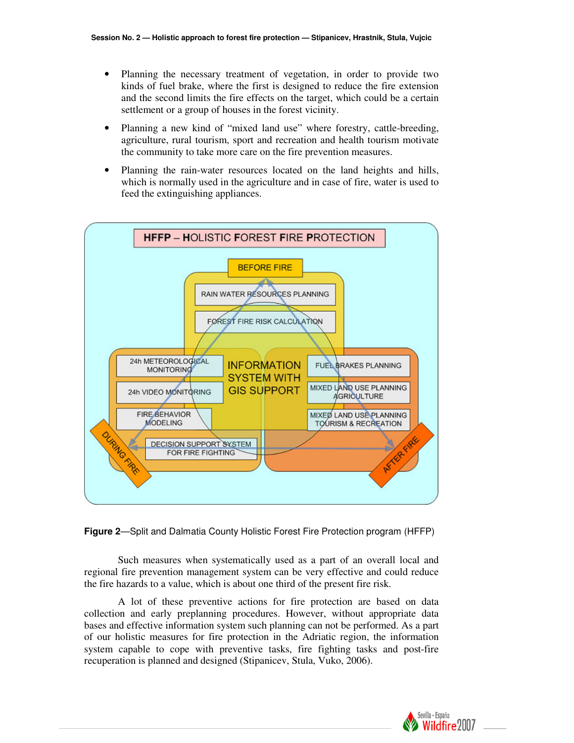- Planning the necessary treatment of vegetation, in order to provide two kinds of fuel brake, where the first is designed to reduce the fire extension and the second limits the fire effects on the target, which could be a certain settlement or a group of houses in the forest vicinity.
- Planning a new kind of "mixed land use" where forestry, cattle-breeding, agriculture, rural tourism, sport and recreation and health tourism motivate the community to take more care on the fire prevention measures.
- Planning the rain-water resources located on the land heights and hills, which is normally used in the agriculture and in case of fire, water is used to feed the extinguishing appliances.

HFFP – HOLISTIC FOREST FIRE PROTECTION

BEFORE FIRE: RAIN WATER RESOURCES PLANNING; FOREST FIRE RISK CALCULATION

DURING FIRE: 24h METEOROLOGICAL MONITORING; 24h VIDEO MONITORING; FIRE BEHAVIOR MODELING; DECISION SUPPORT SYSTEM FOR FIRE FIGHTING

AFTER FIRE: FUEL BRAKES PLANNING; MIXED LAND USE PLANNING AGRICULTURE; MIXED LAND USE PLANNING TOURISM & RECREATION

INFORMATION SYSTEM WITH GIS SUPPORT

**Figure 2**—Split and Dalmatia County Holistic Forest Fire Protection program (HFFP)

Such measures when systematically used as a part of an overall local and regional fire prevention management system can be very effective and could reduce the fire hazards to a value, which is about one third of the present fire risk.

A lot of these preventive actions for fire protection are based on data collection and early preplanning procedures. However, without appropriate data bases and effective information system such planning can not be performed. As a part of our holistic measures for fire protection in the Adriatic region, the information system capable to cope with preventive tasks, fire fighting tasks and post-fire recuperation is planned and designed (Stipanicev, Stula, Vuko, 2006).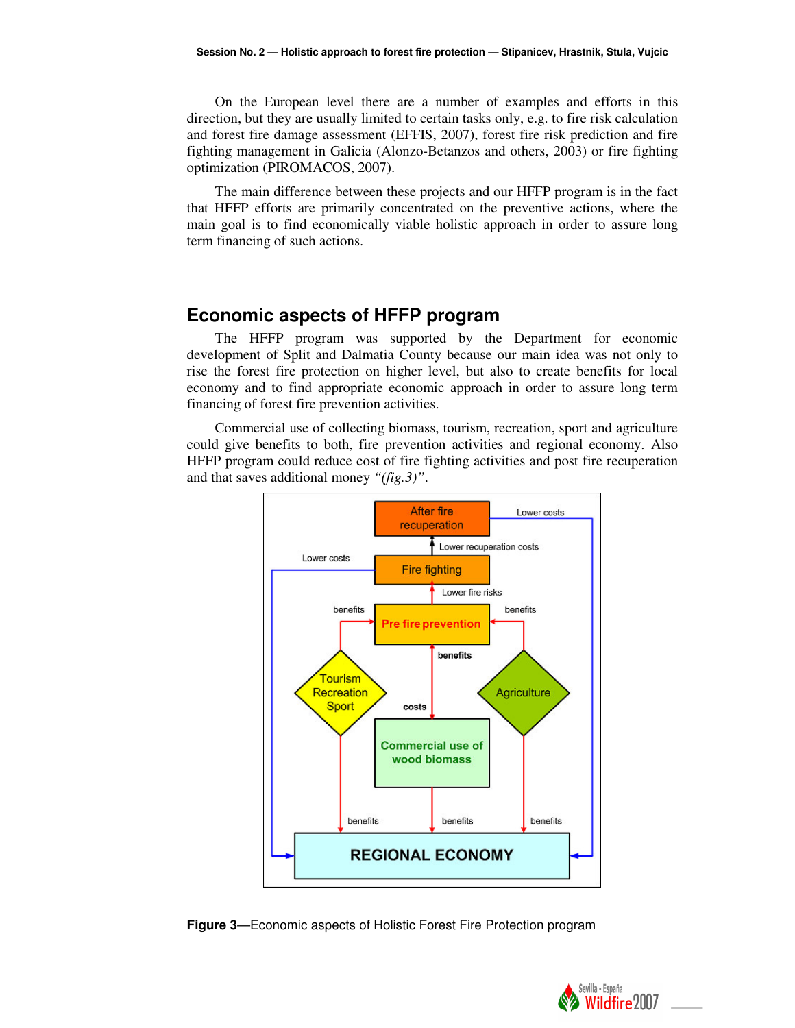On the European level there are a number of examples and efforts in this direction, but they are usually limited to certain tasks only, e.g. to fire risk calculation and forest fire damage assessment (EFFIS, 2007), forest fire risk prediction and fire fighting management in Galicia (Alonzo-Betanzos and others, 2003) or fire fighting optimization (PIROMACOS, 2007).

The main difference between these projects and our HFFP program is in the fact that HFFP efforts are primarily concentrated on the preventive actions, where the main goal is to find economically viable holistic approach in order to assure long term financing of such actions.

## Economic aspects of HFFP program

The HFFP program was supported by the Department for economic development of Split and Dalmatia County because our main idea was not only to rise the forest fire protection on higher level, but also to create benefits for local economy and to find appropriate economic approach in order to assure long term financing of forest fire prevention activities.

Commercial use of collecting biomass, tourism, recreation, sport and agriculture could give benefits to both, fire prevention activities and regional economy. Also HFFP program could reduce cost of fire fighting activities and post fire recuperation and that saves additional money *"(fig.3)"*.

**Figure 3**—Economic aspects of Holistic Forest Fire Protection program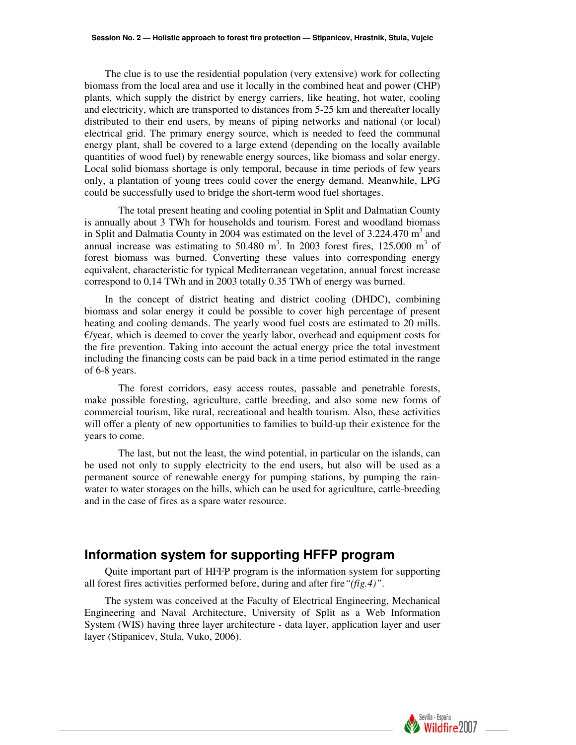The clue is to use the residential population (very extensive) work for collecting biomass from the local area and use it locally in the combined heat and power (CHP) plants, which supply the district by energy carriers, like heating, hot water, cooling and electricity, which are transported to distances from 5-25 km and thereafter locally distributed to their end users, by means of piping networks and national (or local) electrical grid. The primary energy source, which is needed to feed the communal energy plant, shall be covered to a large extend (depending on the locally available quantities of wood fuel) by renewable energy sources, like biomass and solar energy. Local solid biomass shortage is only temporal, because in time periods of few years only, a plantation of young trees could cover the energy demand. Meanwhile, LPG could be successfully used to bridge the short-term wood fuel shortages.

The total present heating and cooling potential in Split and Dalmatian County is annually about 3 TWh for households and tourism. Forest and woodland biomass in Split and Dalmatia County in 2004 was estimated on the level of 3.224.470 $m^3$ and annual increase was estimating to 50.480 $m^3$. In 2003 forest fires, 125.000 $m^3$ of forest biomass was burned. Converting these values into corresponding energy equivalent, characteristic for typical Mediterranean vegetation, annual forest increase correspond to 0,14 TWh and in 2003 totally 0.35 TWh of energy was burned.

In the concept of district heating and district cooling (DHDC), combining biomass and solar energy it could be possible to cover high percentage of present heating and cooling demands. The yearly wood fuel costs are estimated to 20 mills. €/year, which is deemed to cover the yearly labor, overhead and equipment costs for the fire prevention. Taking into account the actual energy price the total investment including the financing costs can be paid back in a time period estimated in the range of 6-8 years.

The forest corridors, easy access routes, passable and penetrable forests, make possible foresting, agriculture, cattle breeding, and also some new forms of commercial tourism, like rural, recreational and health tourism. Also, these activities will offer a plenty of new opportunities to families to build-up their existence for the years to come.

The last, but not the least, the wind potential, in particular on the islands, can be used not only to supply electricity to the end users, but also will be used as a permanent source of renewable energy for pumping stations, by pumping the rain-water to water storages on the hills, which can be used for agriculture, cattle-breeding and in the case of fires as a spare water resource.

## Information system for supporting HFFP program

Quite important part of HFFP program is the information system for supporting all forest fires activities performed before, during and after fire *"(fig.4)"*.

The system was conceived at the Faculty of Electrical Engineering, Mechanical Engineering and Naval Architecture, University of Split as a Web Information System (WIS) having three layer architecture - data layer, application layer and user layer (Stipanicev, Stula, Vuko, 2006).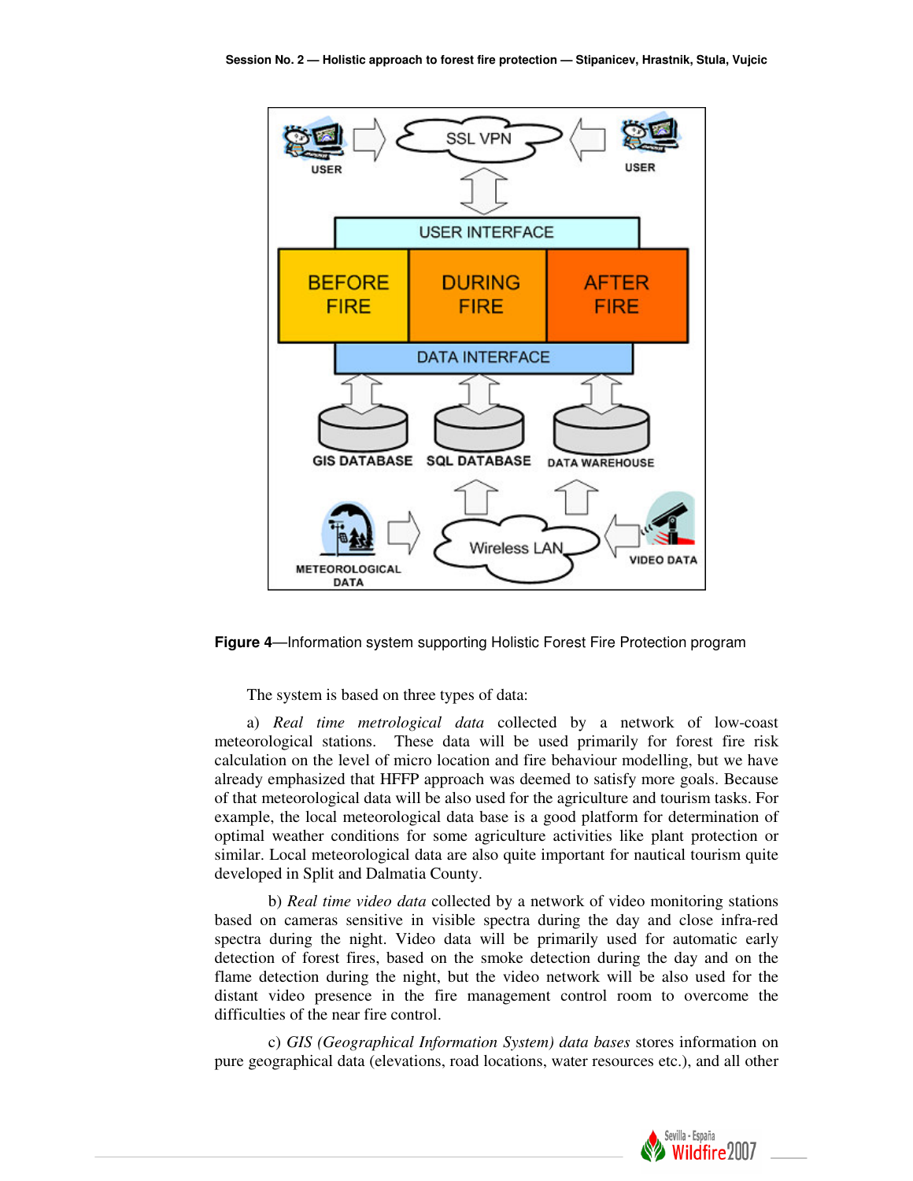**Figure 4**—Information system supporting Holistic Forest Fire Protection program

The system is based on three types of data:

a) *Real time metrological data* collected by a network of low-coast meteorological stations. These data will be used primarily for forest fire risk calculation on the level of micro location and fire behaviour modelling, but we have already emphasized that HFFP approach was deemed to satisfy more goals. Because of that meteorological data will be also used for the agriculture and tourism tasks. For example, the local meteorological data base is a good platform for determination of optimal weather conditions for some agriculture activities like plant protection or similar. Local meteorological data are also quite important for nautical tourism quite developed in Split and Dalmatia County.

b) *Real time video data* collected by a network of video monitoring stations based on cameras sensitive in visible spectra during the day and close infra-red spectra during the night. Video data will be primarily used for automatic early detection of forest fires, based on the smoke detection during the day and on the flame detection during the night, but the video network will be also used for the distant video presence in the fire management control room to overcome the difficulties of the near fire control.

c) *GIS (Geographical Information System) data bases* stores information on pure geographical data (elevations, road locations, water resources etc.), and all other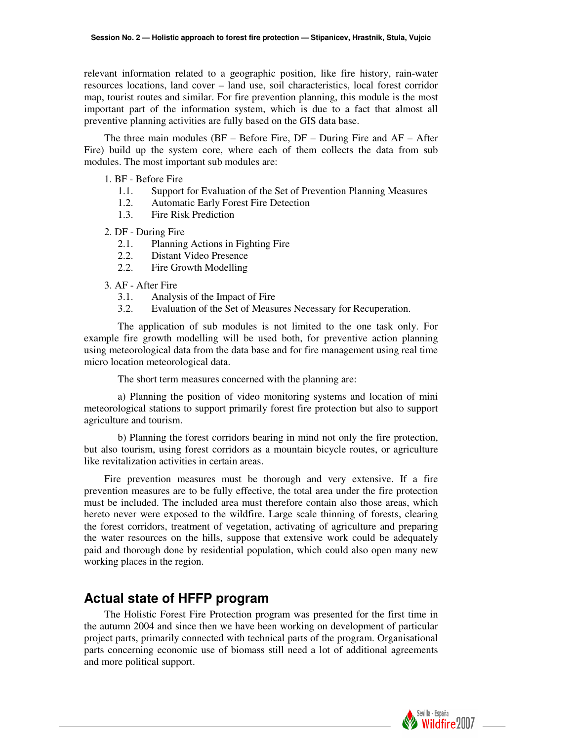relevant information related to a geographic position, like fire history, rain-water resources locations, land cover – land use, soil characteristics, local forest corridor map, tourist routes and similar. For fire prevention planning, this module is the most important part of the information system, which is due to a fact that almost all preventive planning activities are fully based on the GIS data base.

The three main modules (BF – Before Fire, DF – During Fire and AF – After Fire) build up the system core, where each of them collects the data from sub modules. The most important sub modules are:

1. BF - Before Fire
   - 1.1. Support for Evaluation of the Set of Prevention Planning Measures
   - 1.2. Automatic Early Forest Fire Detection
   - 1.3. Fire Risk Prediction
2. DF - During Fire
   - 2.1. Planning Actions in Fighting Fire
   - 2.2. Distant Video Presence
   - 2.2. Fire Growth Modelling
3. AF - After Fire
   - 3.1. Analysis of the Impact of Fire
   - 3.2. Evaluation of the Set of Measures Necessary for Recuperation.

The application of sub modules is not limited to the one task only. For example fire growth modelling will be used both, for preventive action planning using meteorological data from the data base and for fire management using real time micro location meteorological data.

The short term measures concerned with the planning are:

a) Planning the position of video monitoring systems and location of mini meteorological stations to support primarily forest fire protection but also to support agriculture and tourism.

b) Planning the forest corridors bearing in mind not only the fire protection, but also tourism, using forest corridors as a mountain bicycle routes, or agriculture like revitalization activities in certain areas.

Fire prevention measures must be thorough and very extensive. If a fire prevention measures are to be fully effective, the total area under the fire protection must be included. The included area must therefore contain also those areas, which hereto never were exposed to the wildfire. Large scale thinning of forests, clearing the forest corridors, treatment of vegetation, activating of agriculture and preparing the water resources on the hills, suppose that extensive work could be adequately paid and thorough done by residential population, which could also open many new working places in the region.

## Actual state of HFFP program

The Holistic Forest Fire Protection program was presented for the first time in the autumn 2004 and since then we have been working on development of particular project parts, primarily connected with technical parts of the program. Organisational parts concerning economic use of biomass still need a lot of additional agreements and more political support.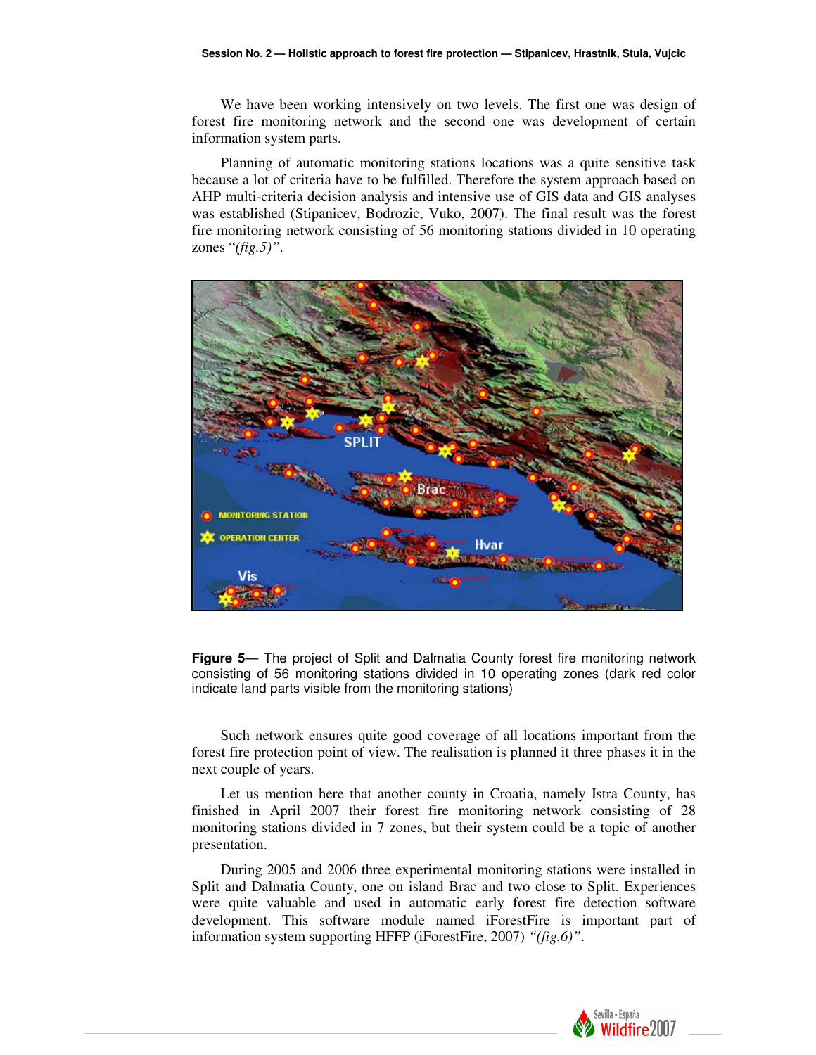We have been working intensively on two levels. The first one was design of forest fire monitoring network and the second one was development of certain information system parts.

Planning of automatic monitoring stations locations was a quite sensitive task because a lot of criteria have to be fulfilled. Therefore the system approach based on AHP multi-criteria decision analysis and intensive use of GIS data and GIS analyses was established (Stipanicev, Bodrozic, Vuko, 2007). The final result was the forest fire monitoring network consisting of 56 monitoring stations divided in 10 operating zones "*(fig.5)"*.

**Figure 5**— The project of Split and Dalmatia County forest fire monitoring network consisting of 56 monitoring stations divided in 10 operating zones (dark red color indicate land parts visible from the monitoring stations)

Such network ensures quite good coverage of all locations important from the forest fire protection point of view. The realisation is planned it three phases it in the next couple of years.

Let us mention here that another county in Croatia, namely Istra County, has finished in April 2007 their forest fire monitoring network consisting of 28 monitoring stations divided in 7 zones, but their system could be a topic of another presentation.

During 2005 and 2006 three experimental monitoring stations were installed in Split and Dalmatia County, one on island Brac and two close to Split. Experiences were quite valuable and used in automatic early forest fire detection software development. This software module named iForestFire is important part of information system supporting HFFP (iForestFire, 2007) *"(fig.6)"*.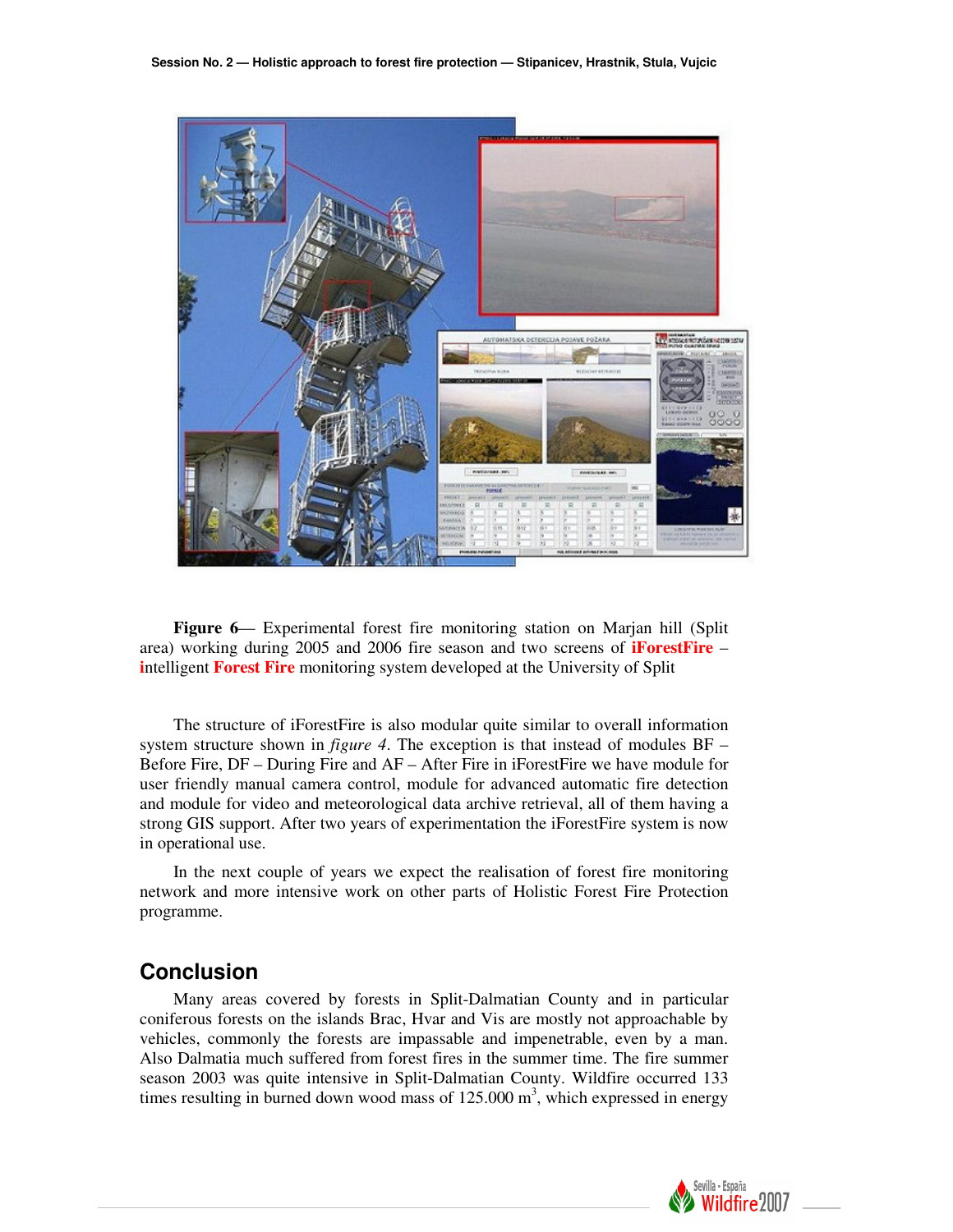**Figure 6**— Experimental forest fire monitoring station on Marjan hill (Split area) working during 2005 and 2006 fire season and two screens of **iForestFire** – **i**ntelligent **Forest Fire** monitoring system developed at the University of Split

The structure of iForestFire is also modular quite similar to overall information system structure shown in *figure 4*. The exception is that instead of modules BF – Before Fire, DF – During Fire and AF – After Fire in iForestFire we have module for user friendly manual camera control, module for advanced automatic fire detection and module for video and meteorological data archive retrieval, all of them having a strong GIS support. After two years of experimentation the iForestFire system is now in operational use.

In the next couple of years we expect the realisation of forest fire monitoring network and more intensive work on other parts of Holistic Forest Fire Protection programme.

## Conclusion

Many areas covered by forests in Split-Dalmatian County and in particular coniferous forests on the islands Brac, Hvar and Vis are mostly not approachable by vehicles, commonly the forests are impassable and impenetrable, even by a man. Also Dalmatia much suffered from forest fires in the summer time. The fire summer season 2003 was quite intensive in Split-Dalmatian County. Wildfire occurred 133 times resulting in burned down wood mass of 125.000 $m^3$, which expressed in energy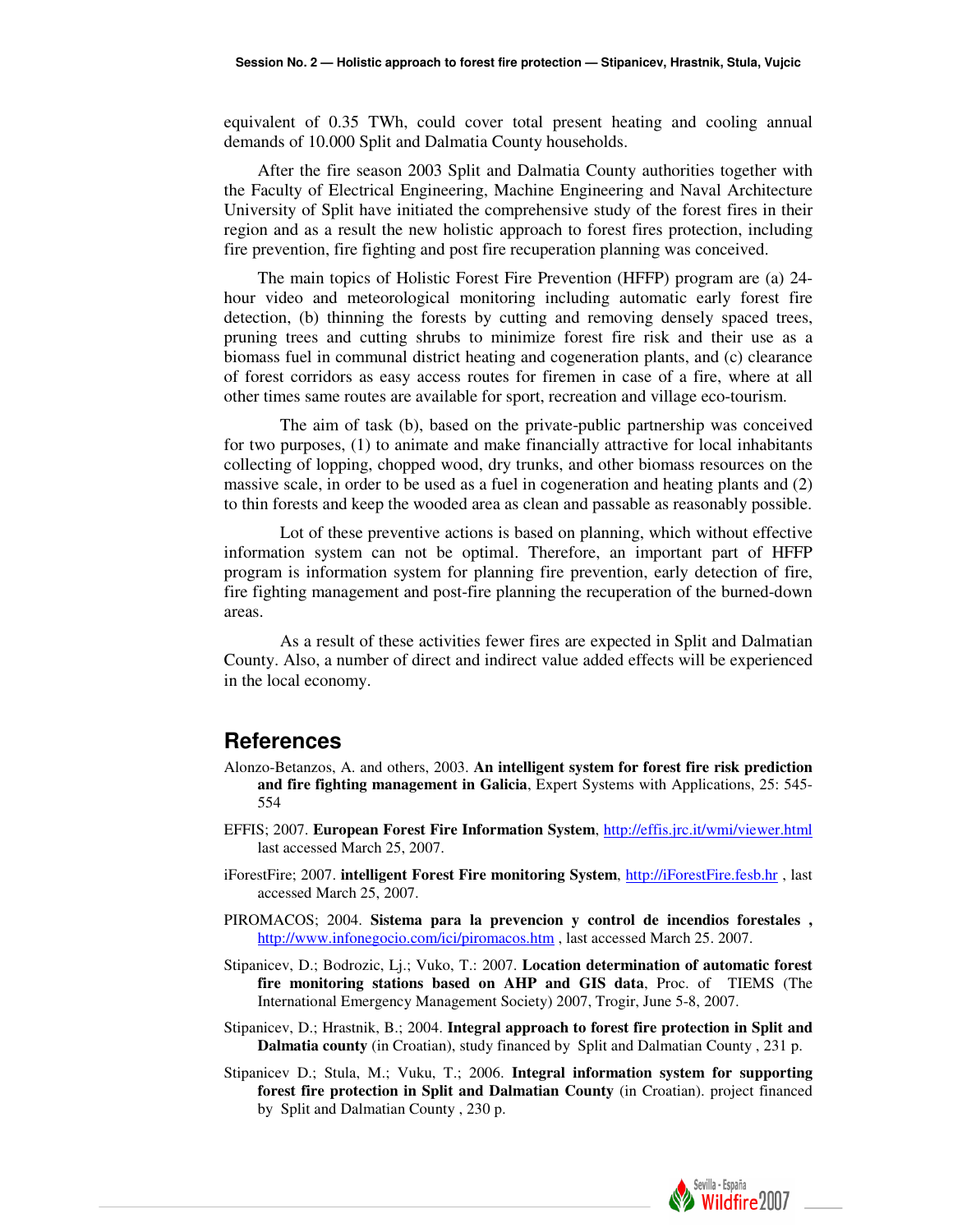equivalent of 0.35 TWh, could cover total present heating and cooling annual demands of 10.000 Split and Dalmatia County households.

After the fire season 2003 Split and Dalmatia County authorities together with the Faculty of Electrical Engineering, Machine Engineering and Naval Architecture University of Split have initiated the comprehensive study of the forest fires in their region and as a result the new holistic approach to forest fires protection, including fire prevention, fire fighting and post fire recuperation planning was conceived.

The main topics of Holistic Forest Fire Prevention (HFFP) program are (a) 24-hour video and meteorological monitoring including automatic early forest fire detection, (b) thinning the forests by cutting and removing densely spaced trees, pruning trees and cutting shrubs to minimize forest fire risk and their use as a biomass fuel in communal district heating and cogeneration plants, and (c) clearance of forest corridors as easy access routes for firemen in case of a fire, where at all other times same routes are available for sport, recreation and village eco-tourism.

The aim of task (b), based on the private-public partnership was conceived for two purposes, (1) to animate and make financially attractive for local inhabitants collecting of lopping, chopped wood, dry trunks, and other biomass resources on the massive scale, in order to be used as a fuel in cogeneration and heating plants and (2) to thin forests and keep the wooded area as clean and passable as reasonably possible.

Lot of these preventive actions is based on planning, which without effective information system can not be optimal. Therefore, an important part of HFFP program is information system for planning fire prevention, early detection of fire, fire fighting management and post-fire planning the recuperation of the burned-down areas.

As a result of these activities fewer fires are expected in Split and Dalmatian County. Also, a number of direct and indirect value added effects will be experienced in the local economy.

## References

Alonzo-Betanzos, A. and others, 2003. **An intelligent system for forest fire risk prediction and fire fighting management in Galicia**, Expert Systems with Applications, 25: 545-554

EFFIS; 2007. **European Forest Fire Information System**, http://effis.jrc.it/wmi/viewer.html last accessed March 25, 2007.

iForestFire; 2007. **intelligent Forest Fire monitoring System**, http://iForestFire.fesb.hr , last accessed March 25, 2007.

PIROMACOS; 2004. **Sistema para la prevencion y control de incendios forestales ,** http://www.infonegocio.com/ici/piromacos.htm , last accessed March 25. 2007.

Stipanicev, D.; Bodrozic, Lj.; Vuko, T.: 2007. **Location determination of automatic forest fire monitoring stations based on AHP and GIS data**, Proc. of TIEMS (The International Emergency Management Society) 2007, Trogir, June 5-8, 2007.

Stipanicev, D.; Hrastnik, B.; 2004. **Integral approach to forest fire protection in Split and Dalmatia county** (in Croatian), study financed by Split and Dalmatian County , 231 p.

Stipanicev D.; Stula, M.; Vuku, T.; 2006. **Integral information system for supporting forest fire protection in Split and Dalmatian County** (in Croatian). project financed by Split and Dalmatian County , 230 p.